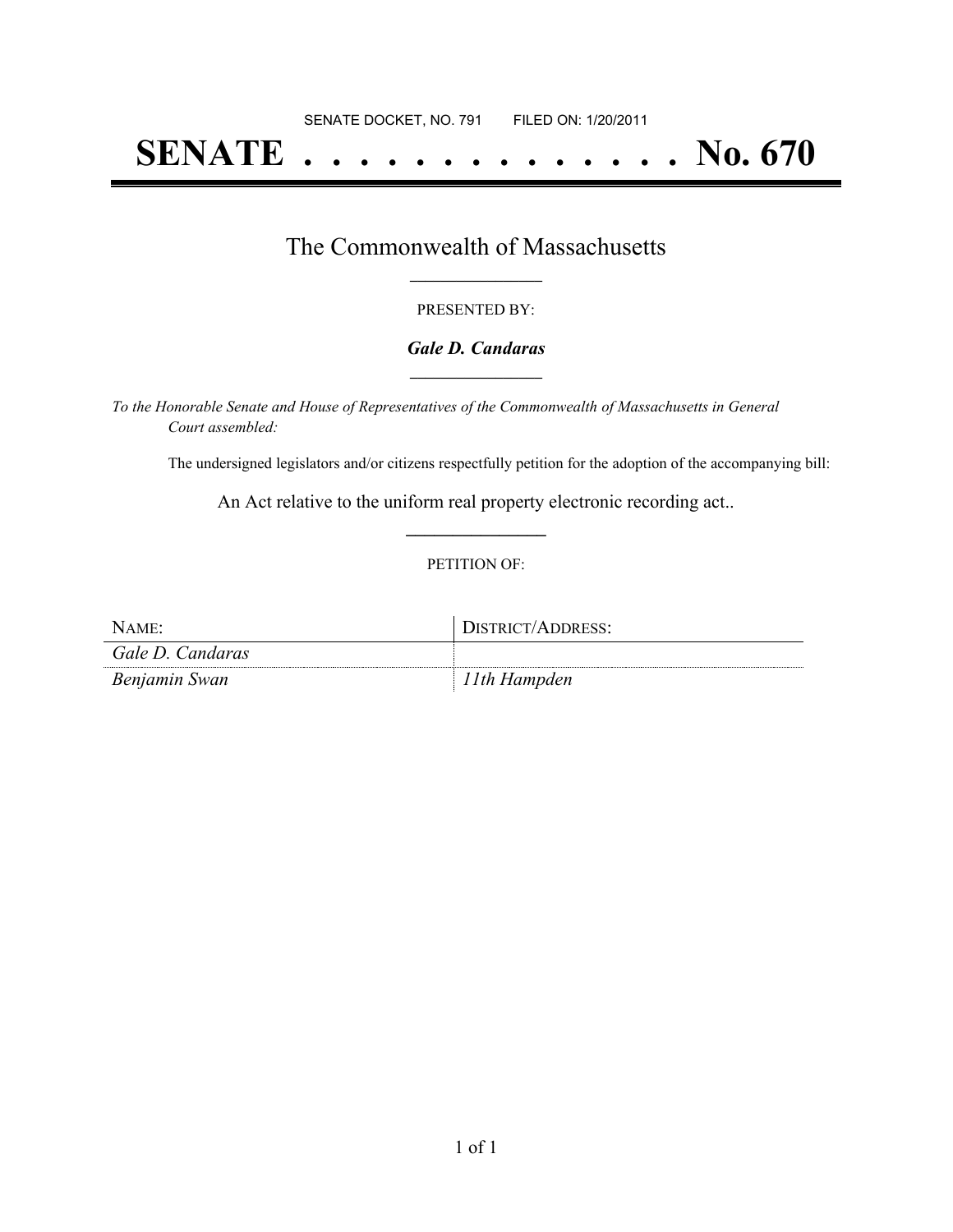SENATE DOCKET, NO. 791        FILED ON: 1/20/2011

# SENATE . . . . . . . . . . . . . . No. 670

## The Commonwealth of Massachusetts

PRESENTED BY:

***Gale D. Candaras***

*To the Honorable Senate and House of Representatives of the Commonwealth of Massachusetts in General Court assembled:*

The undersigned legislators and/or citizens respectfully petition for the adoption of the accompanying bill:

An Act relative to the uniform real property electronic recording act..

PETITION OF:

| NAME: | DISTRICT/ADDRESS: |
|---|---|
| *Gale D. Candaras* | |
| *Benjamin Swan* | *11th Hampden* |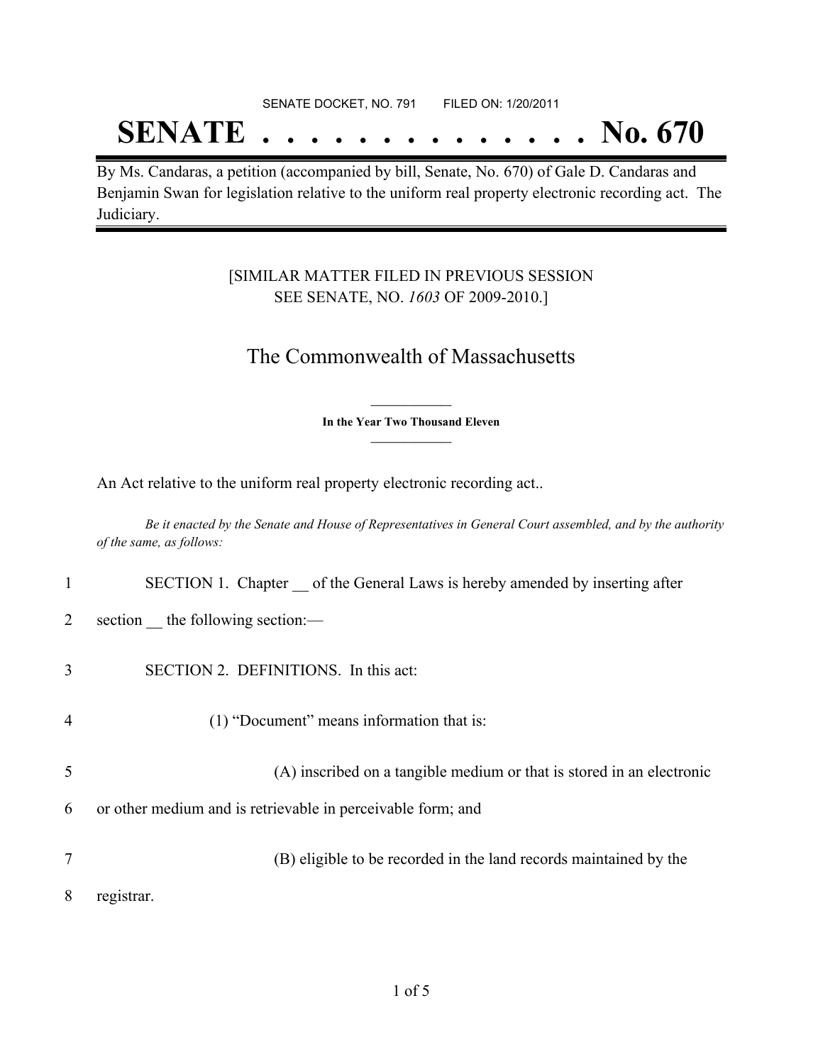SENATE DOCKET, NO. 791        FILED ON: 1/20/2011

# SENATE . . . . . . . . . . . . . . No. 670

By Ms. Candaras, a petition (accompanied by bill, Senate, No. 670) of Gale D. Candaras and Benjamin Swan for legislation relative to the uniform real property electronic recording act. The Judiciary.

[SIMILAR MATTER FILED IN PREVIOUS SESSION
SEE SENATE, NO. *1603* OF 2009-2010.]

## The Commonwealth of Massachusetts

**In the Year Two Thousand Eleven**

An Act relative to the uniform real property electronic recording act..

*Be it enacted by the Senate and House of Representatives in General Court assembled, and by the authority of the same, as follows:*

1 SECTION 1. Chapter __ of the General Laws is hereby amended by inserting after

2 section __ the following section:—

3 SECTION 2. DEFINITIONS. In this act:

4 (1) "Document" means information that is:

5 (A) inscribed on a tangible medium or that is stored in an electronic

6 or other medium and is retrievable in perceivable form; and

7 (B) eligible to be recorded in the land records maintained by the

8 registrar.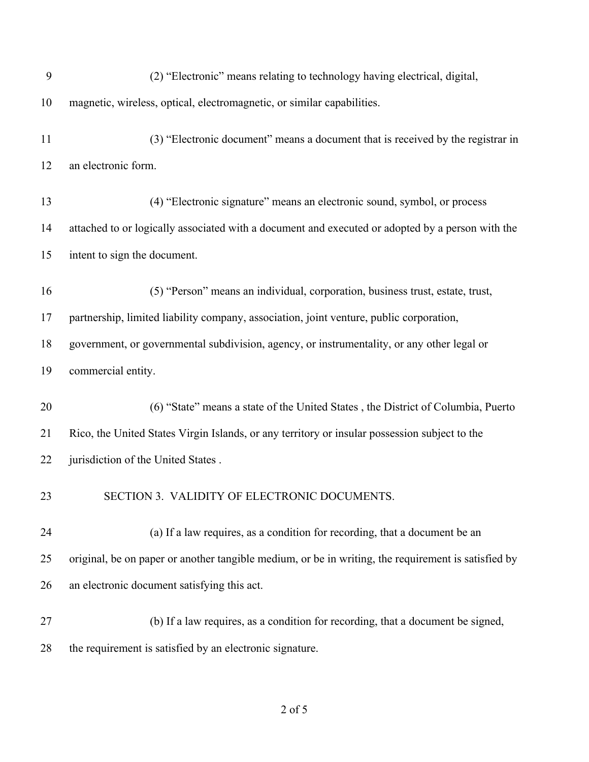(2) “Electronic” means relating to technology having electrical, digital, magnetic, wireless, optical, electromagnetic, or similar capabilities.

(3) “Electronic document” means a document that is received by the registrar in an electronic form.

(4) “Electronic signature” means an electronic sound, symbol, or process attached to or logically associated with a document and executed or adopted by a person with the intent to sign the document.

(5) “Person” means an individual, corporation, business trust, estate, trust, partnership, limited liability company, association, joint venture, public corporation, government, or governmental subdivision, agency, or instrumentality, or any other legal or commercial entity.

(6) “State” means a state of the United States , the District of Columbia, Puerto Rico, the United States Virgin Islands, or any territory or insular possession subject to the jurisdiction of the United States .

SECTION 3. VALIDITY OF ELECTRONIC DOCUMENTS.

(a) If a law requires, as a condition for recording, that a document be an original, be on paper or another tangible medium, or be in writing, the requirement is satisfied by an electronic document satisfying this act.

(b) If a law requires, as a condition for recording, that a document be signed, the requirement is satisfied by an electronic signature.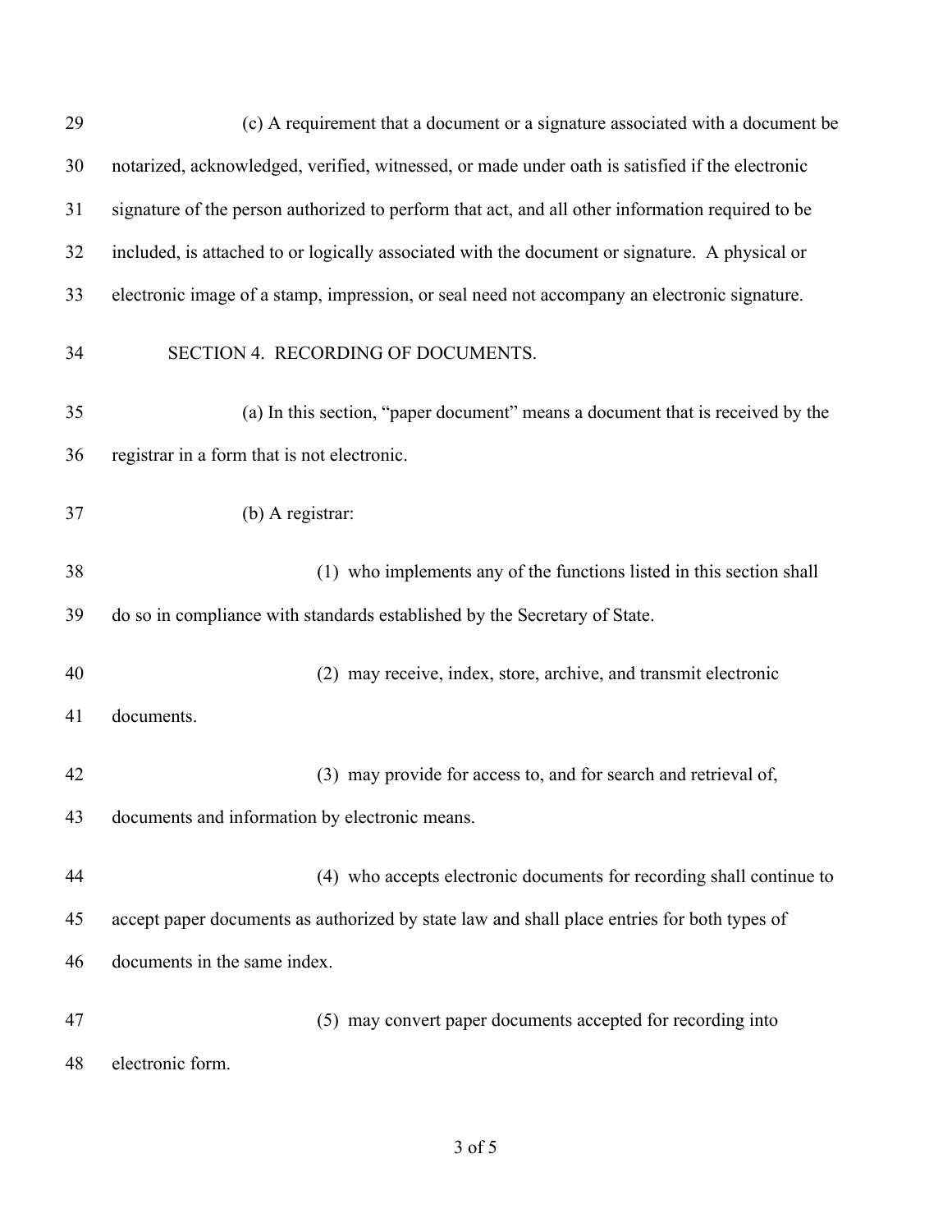(c) A requirement that a document or a signature associated with a document be notarized, acknowledged, verified, witnessed, or made under oath is satisfied if the electronic signature of the person authorized to perform that act, and all other information required to be included, is attached to or logically associated with the document or signature. A physical or electronic image of a stamp, impression, or seal need not accompany an electronic signature.

SECTION 4. RECORDING OF DOCUMENTS.

(a) In this section, "paper document" means a document that is received by the registrar in a form that is not electronic.

(b) A registrar:

(1) who implements any of the functions listed in this section shall do so in compliance with standards established by the Secretary of State.

(2) may receive, index, store, archive, and transmit electronic documents.

(3) may provide for access to, and for search and retrieval of, documents and information by electronic means.

(4) who accepts electronic documents for recording shall continue to accept paper documents as authorized by state law and shall place entries for both types of documents in the same index.

(5) may convert paper documents accepted for recording into electronic form.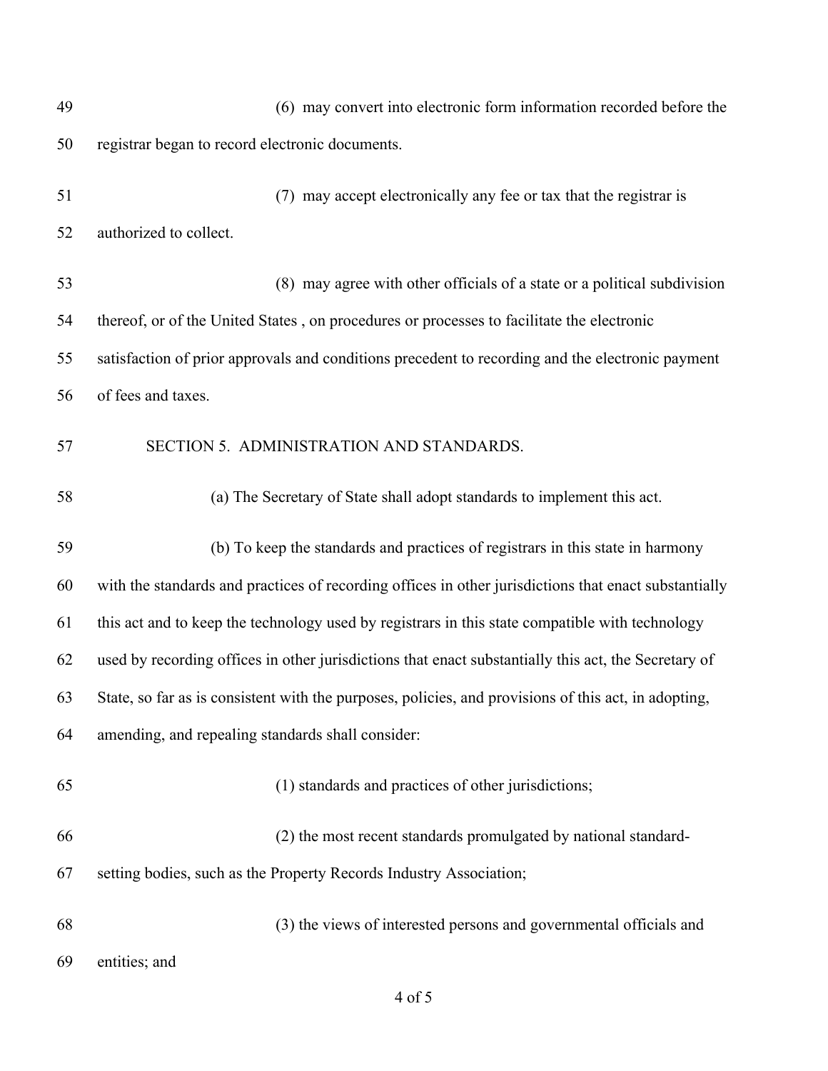(6) may convert into electronic form information recorded before the registrar began to record electronic documents.

(7) may accept electronically any fee or tax that the registrar is authorized to collect.

(8) may agree with other officials of a state or a political subdivision thereof, or of the United States , on procedures or processes to facilitate the electronic satisfaction of prior approvals and conditions precedent to recording and the electronic payment of fees and taxes.

SECTION 5. ADMINISTRATION AND STANDARDS.

(a) The Secretary of State shall adopt standards to implement this act.

(b) To keep the standards and practices of registrars in this state in harmony with the standards and practices of recording offices in other jurisdictions that enact substantially this act and to keep the technology used by registrars in this state compatible with technology used by recording offices in other jurisdictions that enact substantially this act, the Secretary of State, so far as is consistent with the purposes, policies, and provisions of this act, in adopting, amending, and repealing standards shall consider:

(1) standards and practices of other jurisdictions;

(2) the most recent standards promulgated by national standard-setting bodies, such as the Property Records Industry Association;

(3) the views of interested persons and governmental officials and entities; and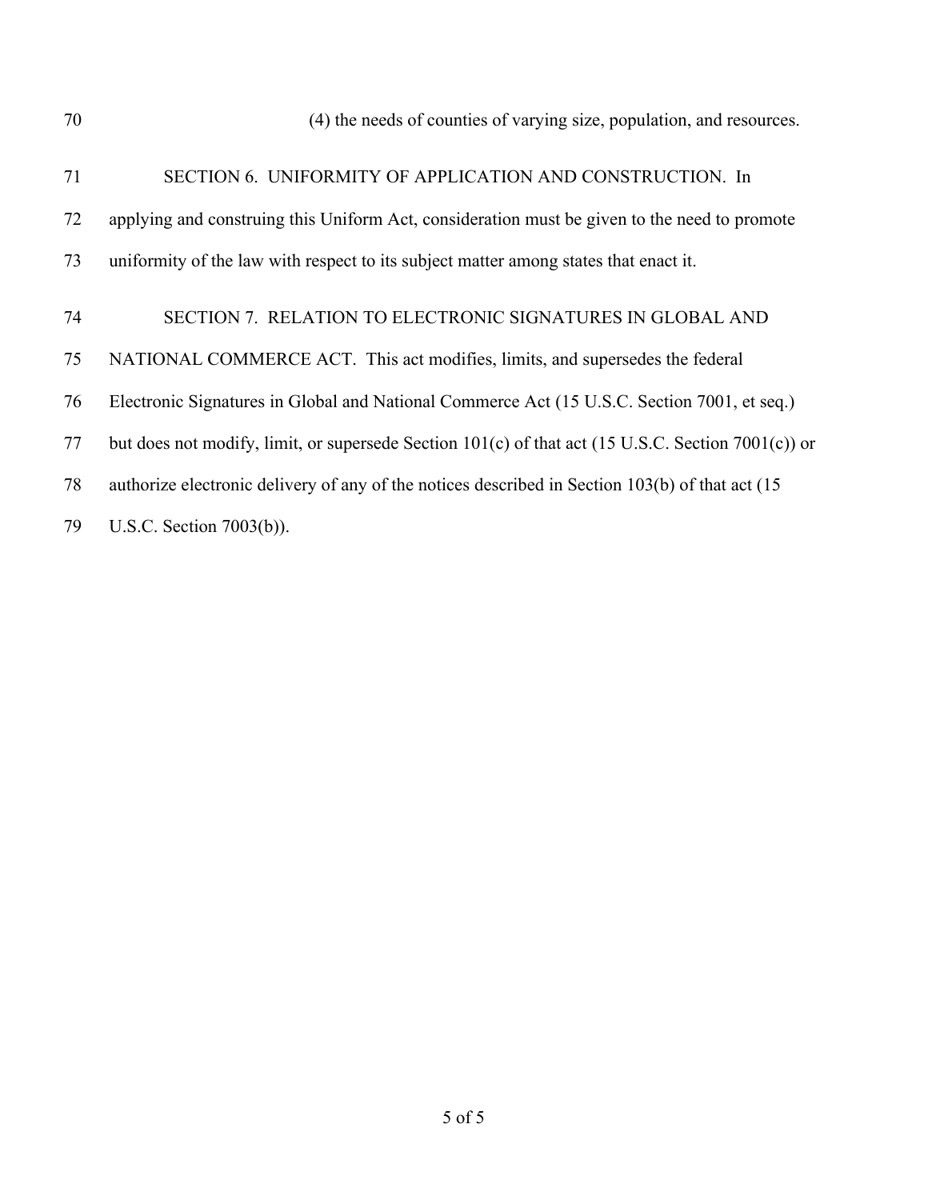(4) the needs of counties of varying size, population, and resources.

SECTION 6. UNIFORMITY OF APPLICATION AND CONSTRUCTION. In applying and construing this Uniform Act, consideration must be given to the need to promote uniformity of the law with respect to its subject matter among states that enact it.

SECTION 7. RELATION TO ELECTRONIC SIGNATURES IN GLOBAL AND NATIONAL COMMERCE ACT. This act modifies, limits, and supersedes the federal Electronic Signatures in Global and National Commerce Act (15 U.S.C. Section 7001, et seq.) but does not modify, limit, or supersede Section 101(c) of that act (15 U.S.C. Section 7001(c)) or authorize electronic delivery of any of the notices described in Section 103(b) of that act (15 U.S.C. Section 7003(b)).